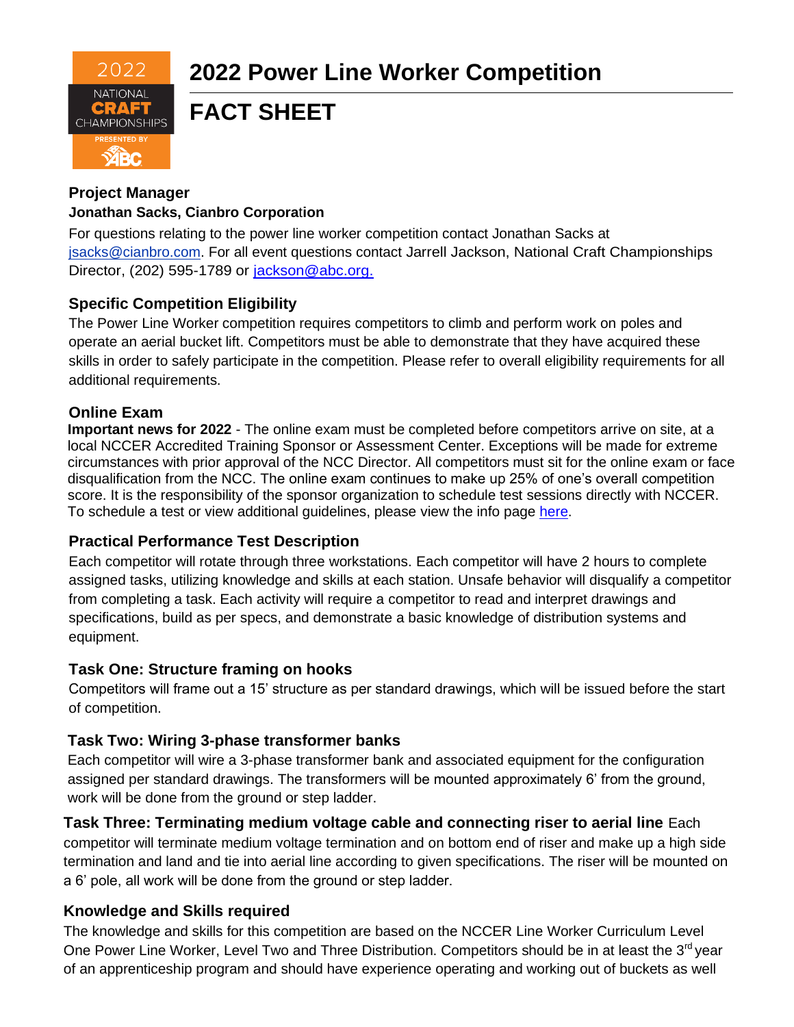# 2022 Power Line Worker Competition

# FACT SHEET

## Project Manager

**Jonathan Sacks, Cianbro Corporation**

For questions relating to the power line worker competition contact Jonathan Sacks at jsacks@cianbro.com. For all event questions contact Jarrell Jackson, National Craft Championships Director, (202) 595-1789 or jackson@abc.org.

## Specific Competition Eligibility

The Power Line Worker competition requires competitors to climb and perform work on poles and operate an aerial bucket lift. Competitors must be able to demonstrate that they have acquired these skills in order to safely participate in the competition. Please refer to overall eligibility requirements for all additional requirements.

## Online Exam

**Important news for 2022** - The online exam must be completed before competitors arrive on site, at a local NCCER Accredited Training Sponsor or Assessment Center. Exceptions will be made for extreme circumstances with prior approval of the NCC Director. All competitors must sit for the online exam or face disqualification from the NCC. The online exam continues to make up 25% of one's overall competition score. It is the responsibility of the sponsor organization to schedule test sessions directly with NCCER. To schedule a test or view additional guidelines, please view the info page here.

## Practical Performance Test Description

Each competitor will rotate through three workstations. Each competitor will have 2 hours to complete assigned tasks, utilizing knowledge and skills at each station. Unsafe behavior will disqualify a competitor from completing a task. Each activity will require a competitor to read and interpret drawings and specifications, build as per specs, and demonstrate a basic knowledge of distribution systems and equipment.

## Task One: Structure framing on hooks

Competitors will frame out a 15' structure as per standard drawings, which will be issued before the start of competition.

## Task Two: Wiring 3-phase transformer banks

Each competitor will wire a 3-phase transformer bank and associated equipment for the configuration assigned per standard drawings. The transformers will be mounted approximately 6' from the ground, work will be done from the ground or step ladder.

**Task Three: Terminating medium voltage cable and connecting riser to aerial line** Each competitor will terminate medium voltage termination and on bottom end of riser and make up a high side termination and land and tie into aerial line according to given specifications. The riser will be mounted on a 6' pole, all work will be done from the ground or step ladder.

## Knowledge and Skills required

The knowledge and skills for this competition are based on the NCCER Line Worker Curriculum Level One Power Line Worker, Level Two and Three Distribution. Competitors should be in at least the 3rd year of an apprenticeship program and should have experience operating and working out of buckets as well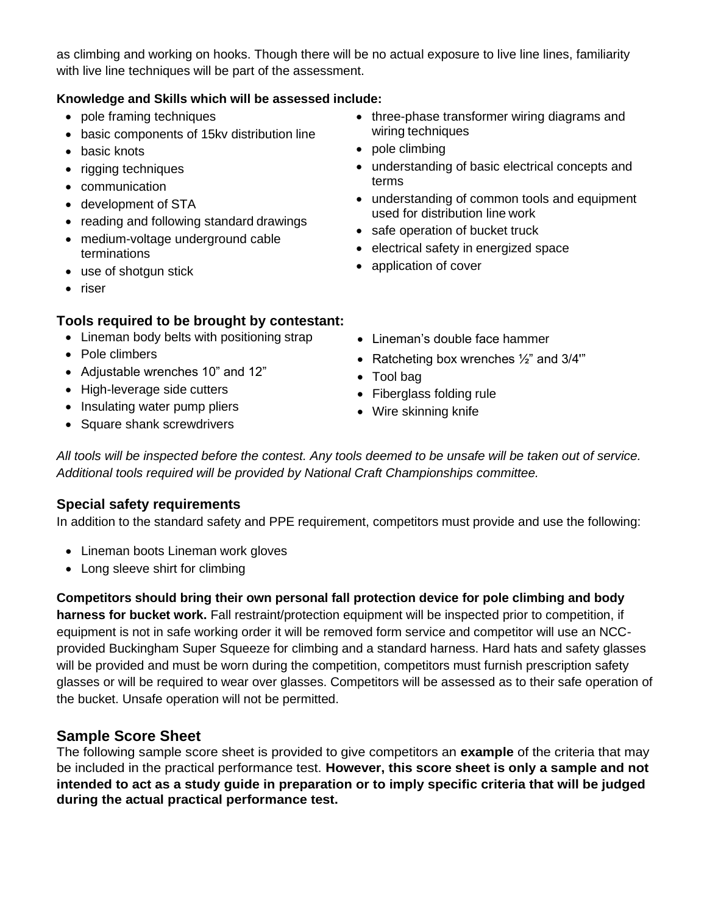as climbing and working on hooks. Though there will be no actual exposure to live line lines, familiarity with live line techniques will be part of the assessment.

**Knowledge and Skills which will be assessed include:**

- pole framing techniques
- basic components of 15kv distribution line
- basic knots
- rigging techniques
- communication
- development of STA
- reading and following standard drawings
- medium-voltage underground cable terminations
- use of shotgun stick
- riser
- three-phase transformer wiring diagrams and wiring techniques
- pole climbing
- understanding of basic electrical concepts and terms
- understanding of common tools and equipment used for distribution line work
- safe operation of bucket truck
- electrical safety in energized space
- application of cover

### Tools required to be brought by contestant:

- Lineman body belts with positioning strap
- Pole climbers
- Adjustable wrenches 10" and 12"
- High-leverage side cutters
- Insulating water pump pliers
- Square shank screwdrivers
- Lineman's double face hammer
- Ratcheting box wrenches ½" and 3/4'"
- Tool bag
- Fiberglass folding rule
- Wire skinning knife

*All tools will be inspected before the contest. Any tools deemed to be unsafe will be taken out of service. Additional tools required will be provided by National Craft Championships committee.*

### Special safety requirements

In addition to the standard safety and PPE requirement, competitors must provide and use the following:

- Lineman boots Lineman work gloves
- Long sleeve shirt for climbing

**Competitors should bring their own personal fall protection device for pole climbing and body harness for bucket work.** Fall restraint/protection equipment will be inspected prior to competition, if equipment is not in safe working order it will be removed form service and competitor will use an NCC-provided Buckingham Super Squeeze for climbing and a standard harness. Hard hats and safety glasses will be provided and must be worn during the competition, competitors must furnish prescription safety glasses or will be required to wear over glasses. Competitors will be assessed as to their safe operation of the bucket. Unsafe operation will not be permitted.

## Sample Score Sheet

The following sample score sheet is provided to give competitors an **example** of the criteria that may be included in the practical performance test. **However, this score sheet is only a sample and not intended to act as a study guide in preparation or to imply specific criteria that will be judged during the actual practical performance test.**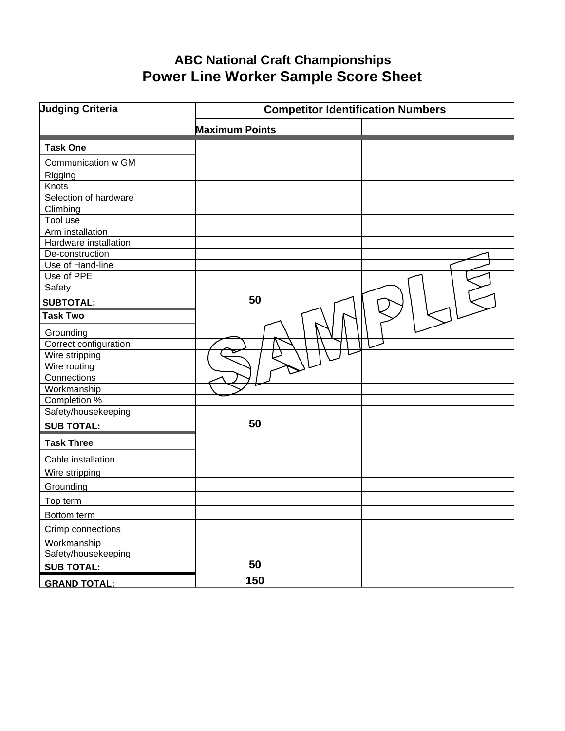# ABC National Craft Championships
## Power Line Worker Sample Score Sheet

| Judging Criteria | Competitor Identification Numbers | | | | |
|---|---|---|---|---|---|
| | Maximum Points | | | | |
| **Task One** | | | | | |
| Communication w GM | | | | | |
| Rigging | | | | | |
| Knots | | | | | |
| Selection of hardware | | | | | |
| Climbing | | | | | |
| Tool use | | | | | |
| Arm installation | | | | | |
| Hardware installation | | | | | |
| De-construction | | | | | |
| Use of Hand-line | | | | | |
| Use of PPE | | | | | |
| Safety | | | | | |
| **SUBTOTAL:** | **50** | | | | |
| **Task Two** | | | | | |
| Grounding | | | | | |
| Correct configuration | | | | | |
| Wire stripping | | | | | |
| Wire routing | | | | | |
| Connections | | | | | |
| Workmanship | | | | | |
| Completion % | | | | | |
| Safety/housekeeping | | | | | |
| **SUB TOTAL:** | **50** | | | | |
| **Task Three** | | | | | |
| Cable installation | | | | | |
| Wire stripping | | | | | |
| Grounding | | | | | |
| Top term | | | | | |
| Bottom term | | | | | |
| Crimp connections | | | | | |
| Workmanship | | | | | |
| Safety/housekeeping | | | | | |
| **SUB TOTAL:** | **50** | | | | |
| **GRAND TOTAL:** | **150** | | | | |

SAMPLE